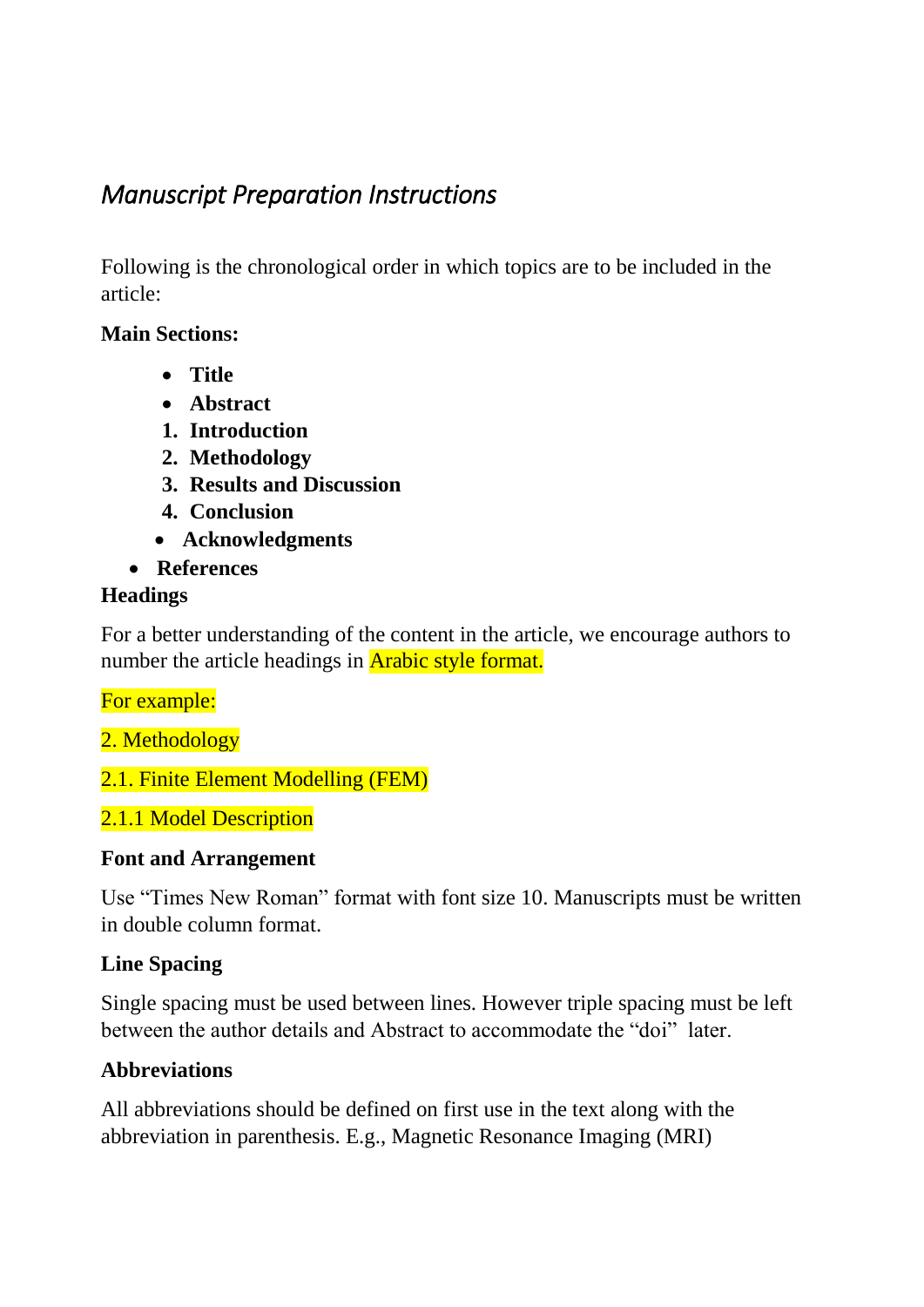# *Manuscript Preparation Instructions*

Following is the chronological order in which topics are to be included in the article:

**Main Sections:**

- **Title**
- **Abstract**

1. **Introduction**
2. **Methodology**
3. **Results and Discussion**
4. **Conclusion**

- **Acknowledgments**
- **References**

**Headings**

For a better understanding of the content in the article, we encourage authors to number the article headings in Arabic style format.

For example:

2. Methodology

2.1. Finite Element Modelling (FEM)

2.1.1 Model Description

**Font and Arrangement**

Use "Times New Roman" format with font size 10. Manuscripts must be written in double column format.

**Line Spacing**

Single spacing must be used between lines. However triple spacing must be left between the author details and Abstract to accommodate the "doi" later.

**Abbreviations**

All abbreviations should be defined on first use in the text along with the abbreviation in parenthesis. E.g., Magnetic Resonance Imaging (MRI)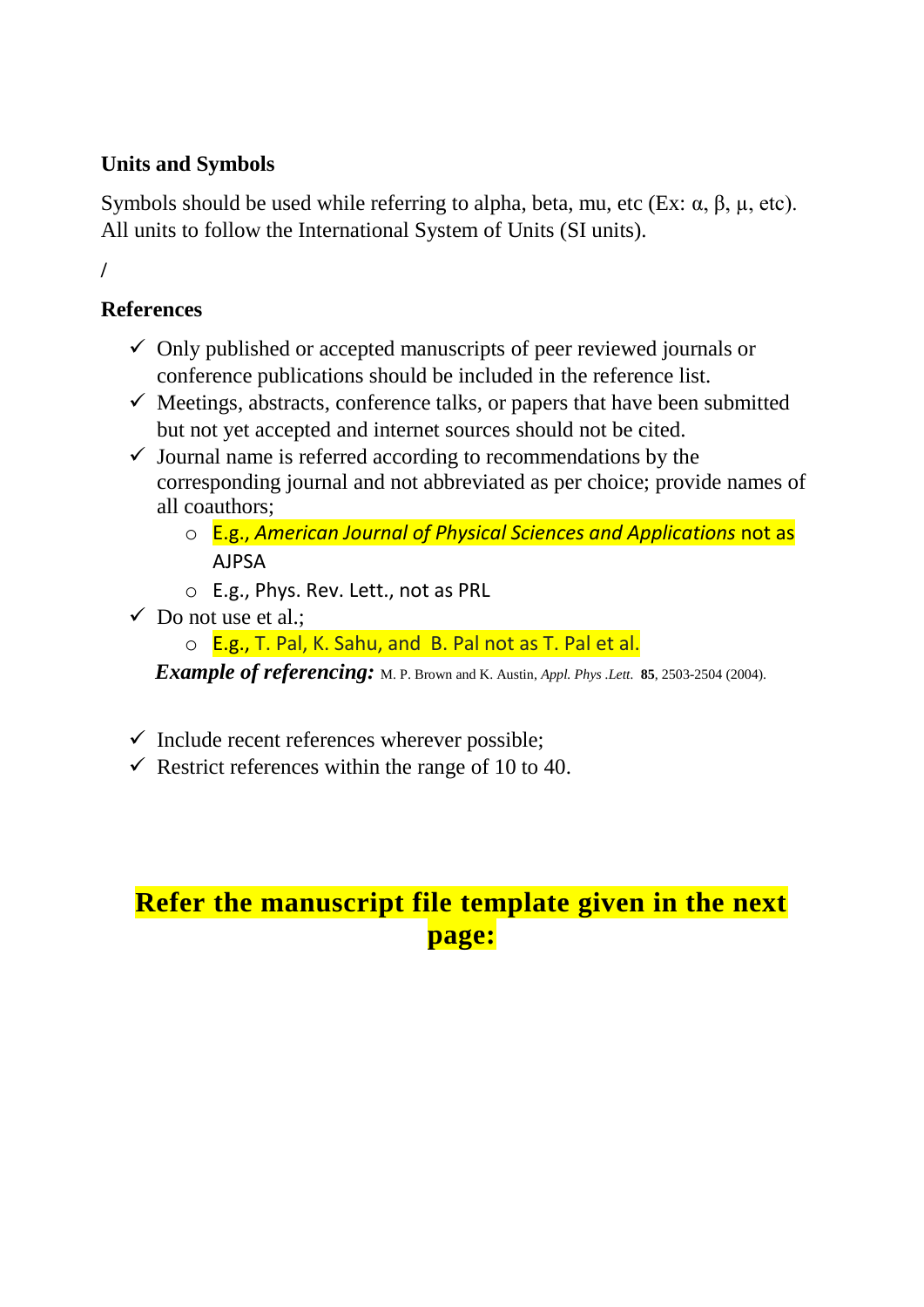**Units and Symbols**

Symbols should be used while referring to alpha, beta, mu, etc (Ex: α, β, μ, etc). All units to follow the International System of Units (SI units).

/

**References**

- ✓ Only published or accepted manuscripts of peer reviewed journals or conference publications should be included in the reference list.
- ✓ Meetings, abstracts, conference talks, or papers that have been submitted but not yet accepted and internet sources should not be cited.
- ✓ Journal name is referred according to recommendations by the corresponding journal and not abbreviated as per choice; provide names of all coauthors;
  - E.g., *American Journal of Physical Sciences and Applications* not as AJPSA
  - E.g., Phys. Rev. Lett., not as PRL
- ✓ Do not use et al.;
  - E.g., T. Pal, K. Sahu, and B. Pal not as T. Pal et al.

***Example of referencing:*** M. P. Brown and K. Austin, *Appl. Phys .Lett.* **85**, 2503-2504 (2004).

- ✓ Include recent references wherever possible;
- ✓ Restrict references within the range of 10 to 40.

**Refer the manuscript file template given in the next page:**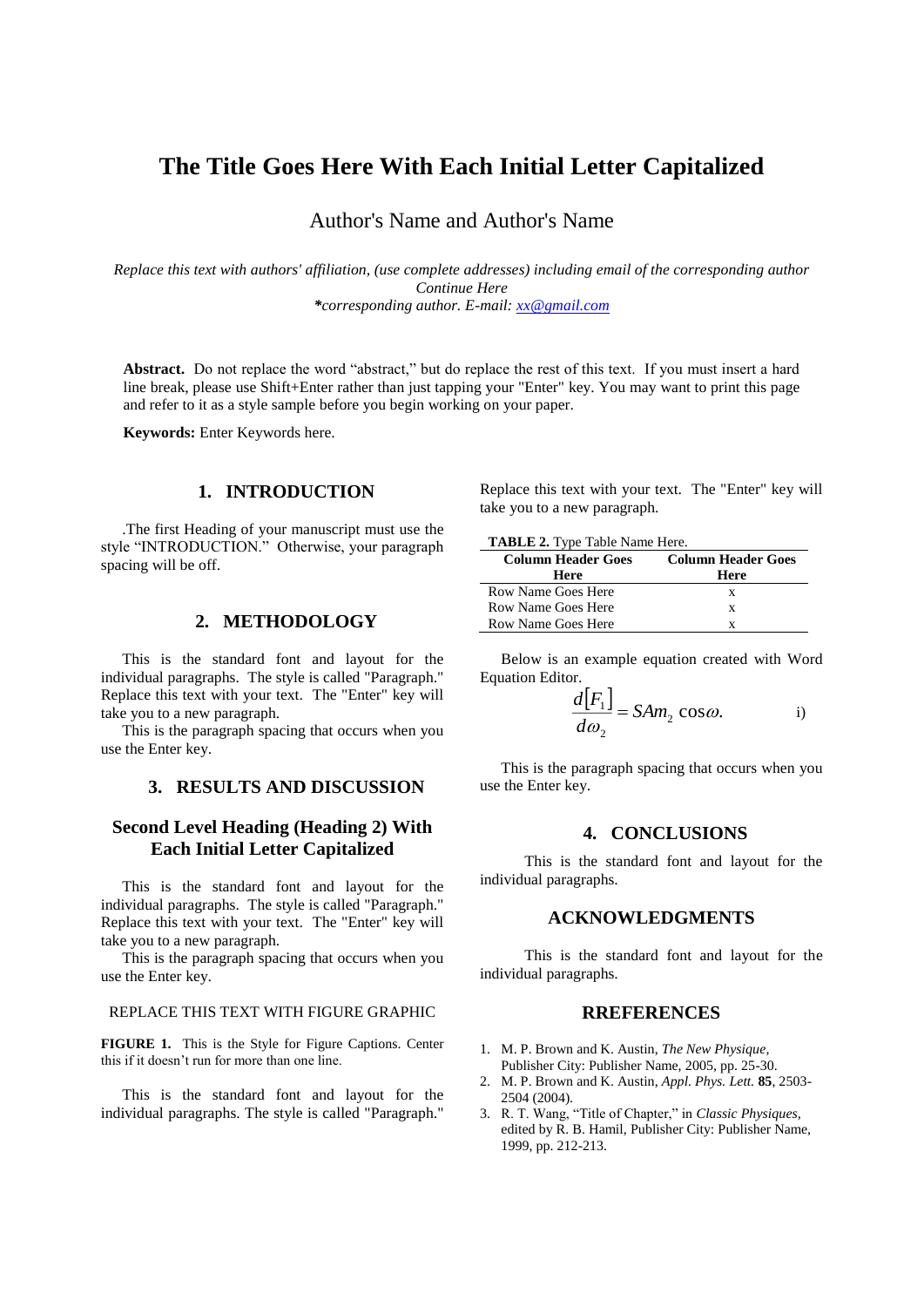# The Title Goes Here With Each Initial Letter Capitalized

Author's Name and Author's Name

*Replace this text with authors' affiliation, (use complete addresses) including email of the corresponding author*
*Continue Here*
***corresponding author. E-mail: xx@gmail.com***

**Abstract.** Do not replace the word "abstract," but do replace the rest of this text. If you must insert a hard line break, please use Shift+Enter rather than just tapping your "Enter" key. You may want to print this page and refer to it as a style sample before you begin working on your paper.

**Keywords:** Enter Keywords here.

## 1. INTRODUCTION

.The first Heading of your manuscript must use the style "INTRODUCTION." Otherwise, your paragraph spacing will be off.

## 2. METHODOLOGY

This is the standard font and layout for the individual paragraphs. The style is called "Paragraph." Replace this text with your text. The "Enter" key will take you to a new paragraph.

This is the paragraph spacing that occurs when you use the Enter key.

## 3. RESULTS AND DISCUSSION

### Second Level Heading (Heading 2) With Each Initial Letter Capitalized

This is the standard font and layout for the individual paragraphs. The style is called "Paragraph." Replace this text with your text. The "Enter" key will take you to a new paragraph.

This is the paragraph spacing that occurs when you use the Enter key.

REPLACE THIS TEXT WITH FIGURE GRAPHIC

**FIGURE 1.** This is the Style for Figure Captions. Center this if it doesn't run for more than one line.

This is the standard font and layout for the individual paragraphs. The style is called "Paragraph." Replace this text with your text. The "Enter" key will take you to a new paragraph.

**TABLE 2.** Type Table Name Here.

| Column Header Goes Here | Column Header Goes Here |
|---|---|
| Row Name Goes Here | x |
| Row Name Goes Here | x |
| Row Name Goes Here | x |

Below is an example equation created with Word Equation Editor.

$$\frac{d[F_1]}{d\omega_2} = SAm_2 \cos\omega. \qquad \text{i)}$$

This is the paragraph spacing that occurs when you use the Enter key.

## 4. CONCLUSIONS

This is the standard font and layout for the individual paragraphs.

## ACKNOWLEDGMENTS

This is the standard font and layout for the individual paragraphs.

## RREFERENCES

1. M. P. Brown and K. Austin, *The New Physique*, Publisher City: Publisher Name, 2005, pp. 25-30.
2. M. P. Brown and K. Austin, *Appl. Phys. Lett.* **85**, 2503-2504 (2004).
3. R. T. Wang, "Title of Chapter," in *Classic Physiques*, edited by R. B. Hamil, Publisher City: Publisher Name, 1999, pp. 212-213.